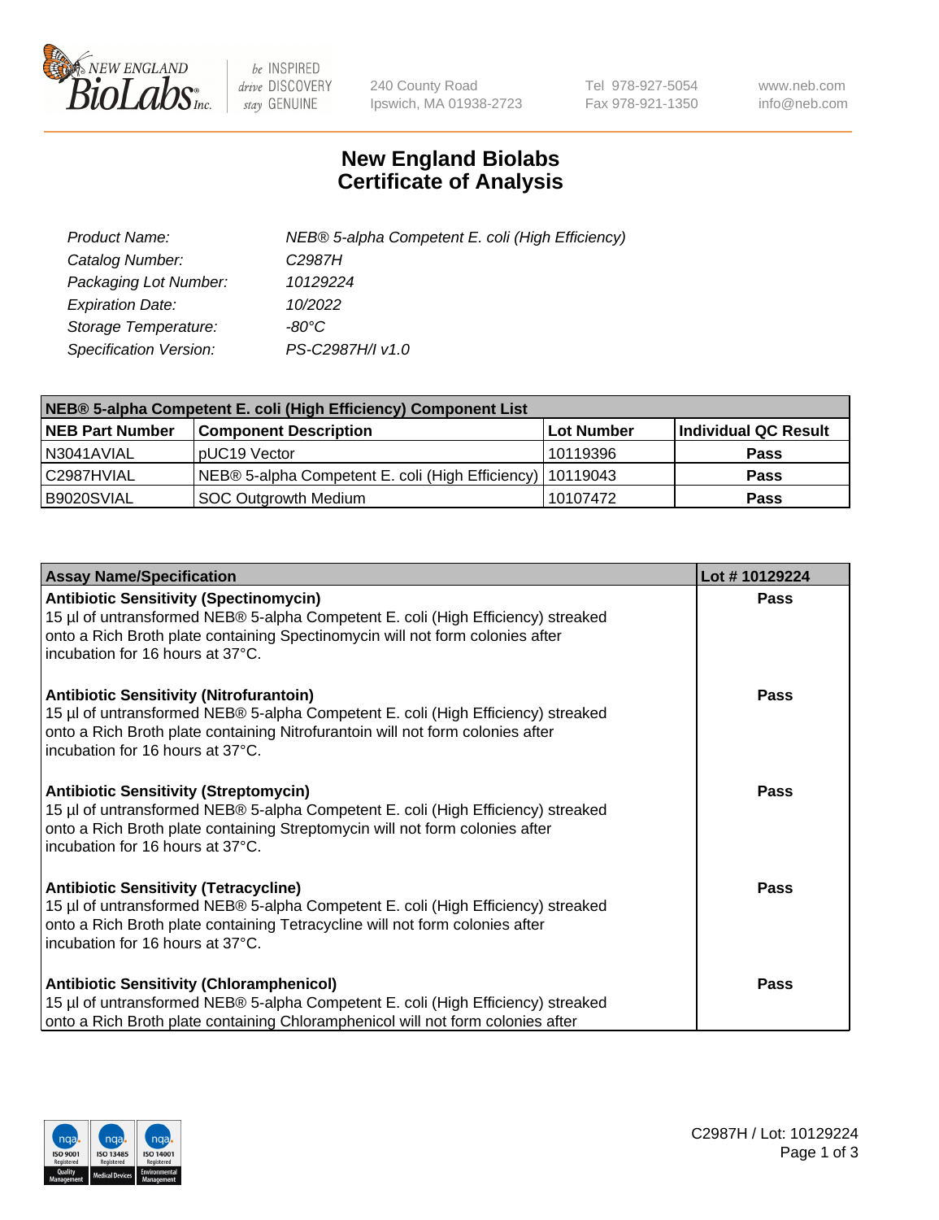# New England Biolabs
# Certificate of Analysis

| | |
|---|---|
| *Product Name:* | *NEB® 5-alpha Competent E. coli (High Efficiency)* |
| *Catalog Number:* | *C2987H* |
| *Packaging Lot Number:* | *10129224* |
| *Expiration Date:* | *10/2022* |
| *Storage Temperature:* | *-80°C* |
| *Specification Version:* | *PS-C2987H/I v1.0* |

| NEB® 5-alpha Competent E. coli (High Efficiency) Component List | | | |
|---|---|---|---|
| **NEB Part Number** | **Component Description** | **Lot Number** | **Individual QC Result** |
| N3041AVIAL | pUC19 Vector | 10119396 | **Pass** |
| C2987HVIAL | NEB® 5-alpha Competent E. coli (High Efficiency) | 10119043 | **Pass** |
| B9020SVIAL | SOC Outgrowth Medium | 10107472 | **Pass** |

| Assay Name/Specification | Lot # 10129224 |
|---|---|
| **Antibiotic Sensitivity (Spectinomycin)** 15 µl of untransformed NEB® 5-alpha Competent E. coli (High Efficiency) streaked onto a Rich Broth plate containing Spectinomycin will not form colonies after incubation for 16 hours at 37°C. | **Pass** |
| **Antibiotic Sensitivity (Nitrofurantoin)** 15 µl of untransformed NEB® 5-alpha Competent E. coli (High Efficiency) streaked onto a Rich Broth plate containing Nitrofurantoin will not form colonies after incubation for 16 hours at 37°C. | **Pass** |
| **Antibiotic Sensitivity (Streptomycin)** 15 µl of untransformed NEB® 5-alpha Competent E. coli (High Efficiency) streaked onto a Rich Broth plate containing Streptomycin will not form colonies after incubation for 16 hours at 37°C. | **Pass** |
| **Antibiotic Sensitivity (Tetracycline)** 15 µl of untransformed NEB® 5-alpha Competent E. coli (High Efficiency) streaked onto a Rich Broth plate containing Tetracycline will not form colonies after incubation for 16 hours at 37°C. | **Pass** |
| **Antibiotic Sensitivity (Chloramphenicol)** 15 µl of untransformed NEB® 5-alpha Competent E. coli (High Efficiency) streaked onto a Rich Broth plate containing Chloramphenicol will not form colonies after | **Pass** |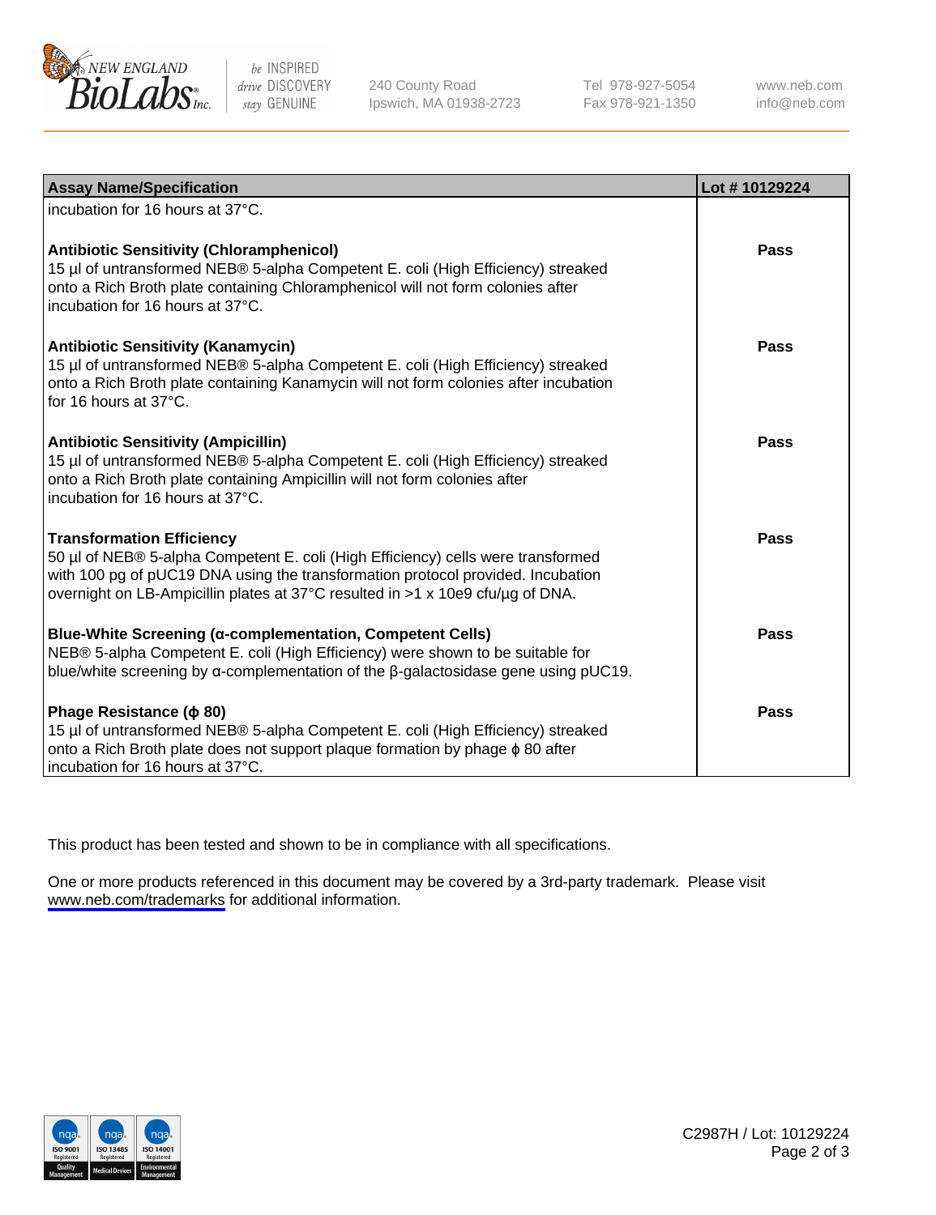| Assay Name/Specification | Lot # 10129224 |
| --- | --- |
| incubation for 16 hours at 37°C. | |
| **Antibiotic Sensitivity (Chloramphenicol)**<br>15 µl of untransformed NEB® 5-alpha Competent E. coli (High Efficiency) streaked onto a Rich Broth plate containing Chloramphenicol will not form colonies after incubation for 16 hours at 37°C. | **Pass** |
| **Antibiotic Sensitivity (Kanamycin)**<br>15 µl of untransformed NEB® 5-alpha Competent E. coli (High Efficiency) streaked onto a Rich Broth plate containing Kanamycin will not form colonies after incubation for 16 hours at 37°C. | **Pass** |
| **Antibiotic Sensitivity (Ampicillin)**<br>15 µl of untransformed NEB® 5-alpha Competent E. coli (High Efficiency) streaked onto a Rich Broth plate containing Ampicillin will not form colonies after incubation for 16 hours at 37°C. | **Pass** |
| **Transformation Efficiency**<br>50 µl of NEB® 5-alpha Competent E. coli (High Efficiency) cells were transformed with 100 pg of pUC19 DNA using the transformation protocol provided. Incubation overnight on LB-Ampicillin plates at 37°C resulted in >1 x 10e9 cfu/µg of DNA. | **Pass** |
| **Blue-White Screening (α-complementation, Competent Cells)**<br>NEB® 5-alpha Competent E. coli (High Efficiency) were shown to be suitable for blue/white screening by α-complementation of the β-galactosidase gene using pUC19. | **Pass** |
| **Phage Resistance (ϕ 80)**<br>15 µl of untransformed NEB® 5-alpha Competent E. coli (High Efficiency) streaked onto a Rich Broth plate does not support plaque formation by phage ϕ 80 after incubation for 16 hours at 37°C. | **Pass** |

This product has been tested and shown to be in compliance with all specifications.

One or more products referenced in this document may be covered by a 3rd-party trademark. Please visit www.neb.com/trademarks for additional information.

C2987H / Lot: 10129224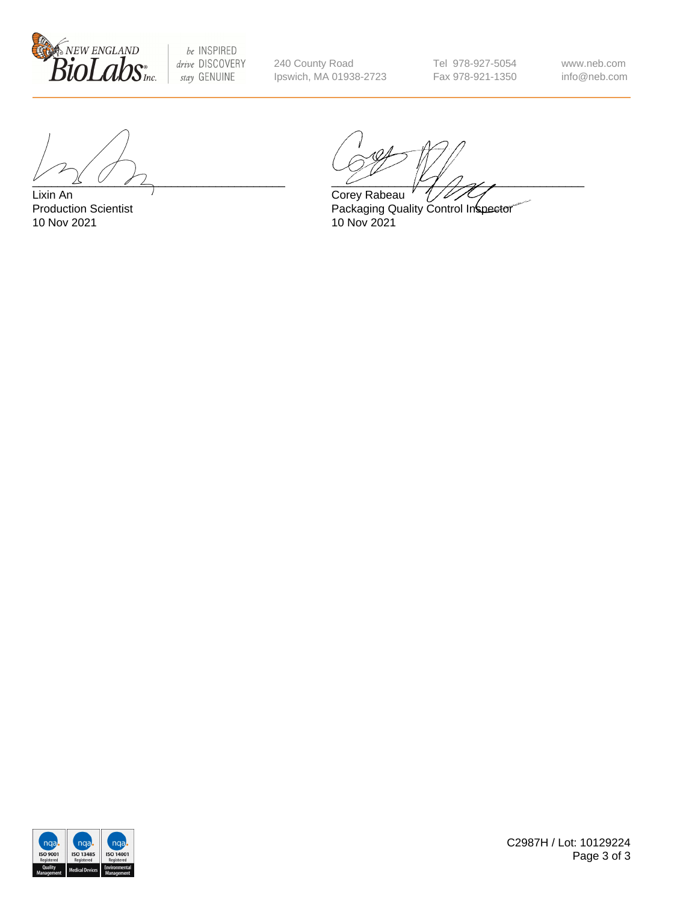NEW ENGLAND BioLabs Inc.

be INSPIRED
drive DISCOVERY
stay GENUINE

240 County Road
Ipswich, MA 01938-2723

Tel 978-927-5054
Fax 978-921-1350

www.neb.com
info@neb.com

Lixin An
Production Scientist
10 Nov 2021

Corey Rabeau
Packaging Quality Control Inspector
10 Nov 2021

ISO 9001 Registered Quality Management | ISO 13485 Registered Medical Devices | ISO 14001 Registered Environmental Management

C2987H / Lot: 10129224